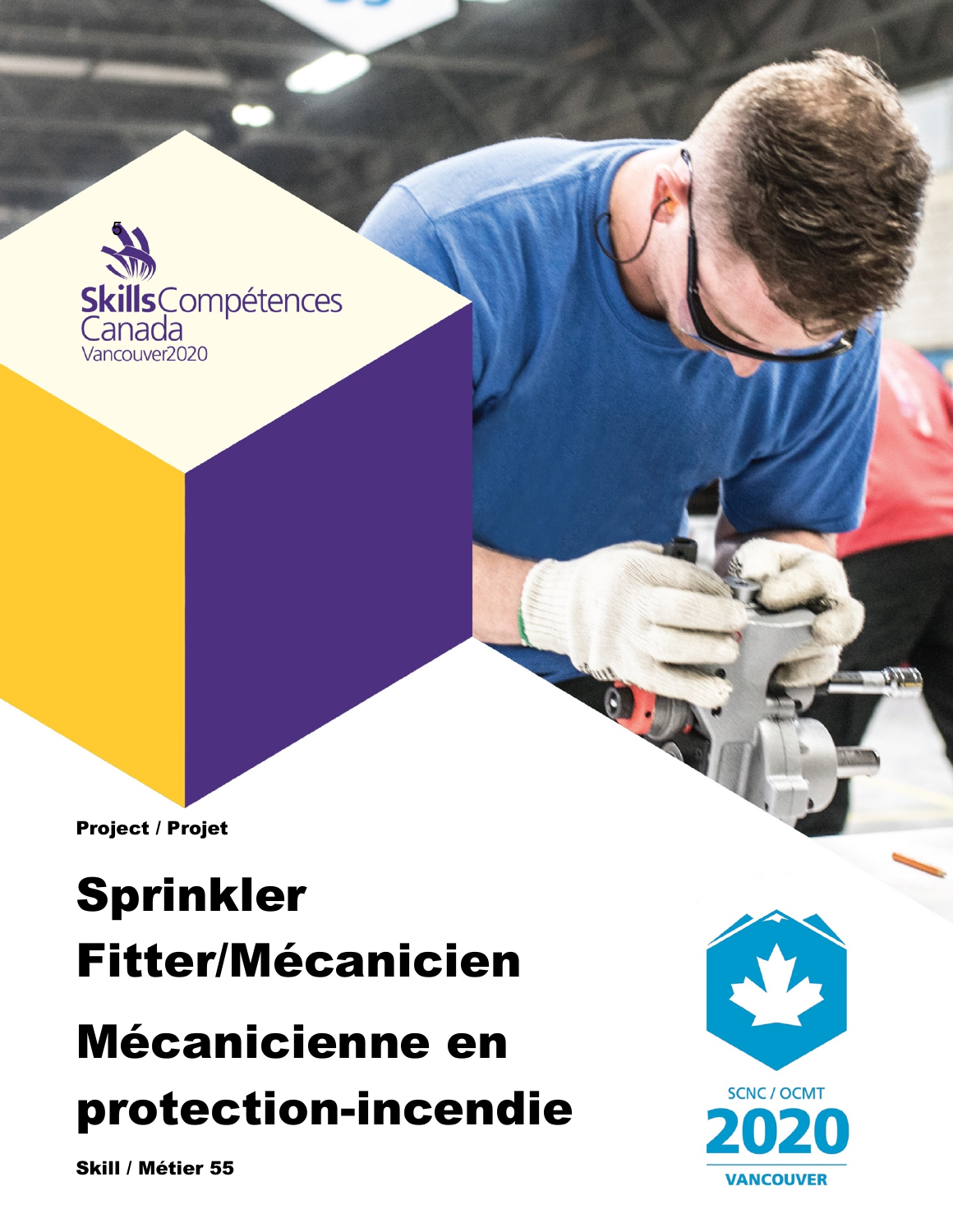Skills Compétences Canada
Vancouver2020

Project / Projet

# Sprinkler Fitter/Mécanicien

# Mécanicienne en protection-incendie

Skill / Métier 55

SCNC / OCMT
2020
VANCOUVER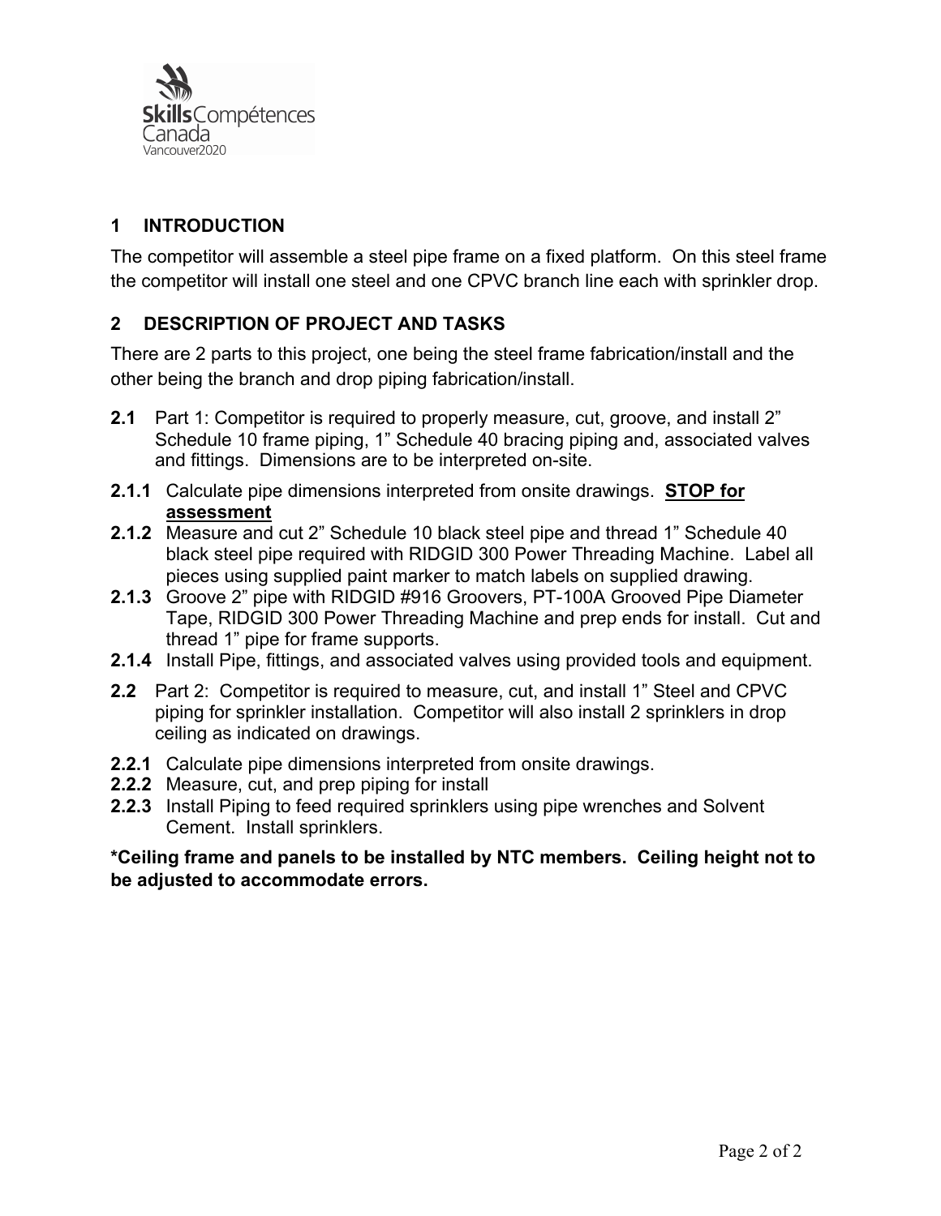## 1 INTRODUCTION

The competitor will assemble a steel pipe frame on a fixed platform. On this steel frame the competitor will install one steel and one CPVC branch line each with sprinkler drop.

## 2 DESCRIPTION OF PROJECT AND TASKS

There are 2 parts to this project, one being the steel frame fabrication/install and the other being the branch and drop piping fabrication/install.

**2.1** Part 1: Competitor is required to properly measure, cut, groove, and install 2" Schedule 10 frame piping, 1" Schedule 40 bracing piping and, associated valves and fittings. Dimensions are to be interpreted on-site.

**2.1.1** Calculate pipe dimensions interpreted from onsite drawings. **STOP for assessment**

**2.1.2** Measure and cut 2" Schedule 10 black steel pipe and thread 1" Schedule 40 black steel pipe required with RIDGID 300 Power Threading Machine. Label all pieces using supplied paint marker to match labels on supplied drawing.

**2.1.3** Groove 2" pipe with RIDGID #916 Groovers, PT-100A Grooved Pipe Diameter Tape, RIDGID 300 Power Threading Machine and prep ends for install. Cut and thread 1" pipe for frame supports.

**2.1.4** Install Pipe, fittings, and associated valves using provided tools and equipment.

**2.2** Part 2: Competitor is required to measure, cut, and install 1" Steel and CPVC piping for sprinkler installation. Competitor will also install 2 sprinklers in drop ceiling as indicated on drawings.

**2.2.1** Calculate pipe dimensions interpreted from onsite drawings.

**2.2.2** Measure, cut, and prep piping for install

**2.2.3** Install Piping to feed required sprinklers using pipe wrenches and Solvent Cement. Install sprinklers.

***Ceiling frame and panels to be installed by NTC members. Ceiling height not to be adjusted to accommodate errors.**